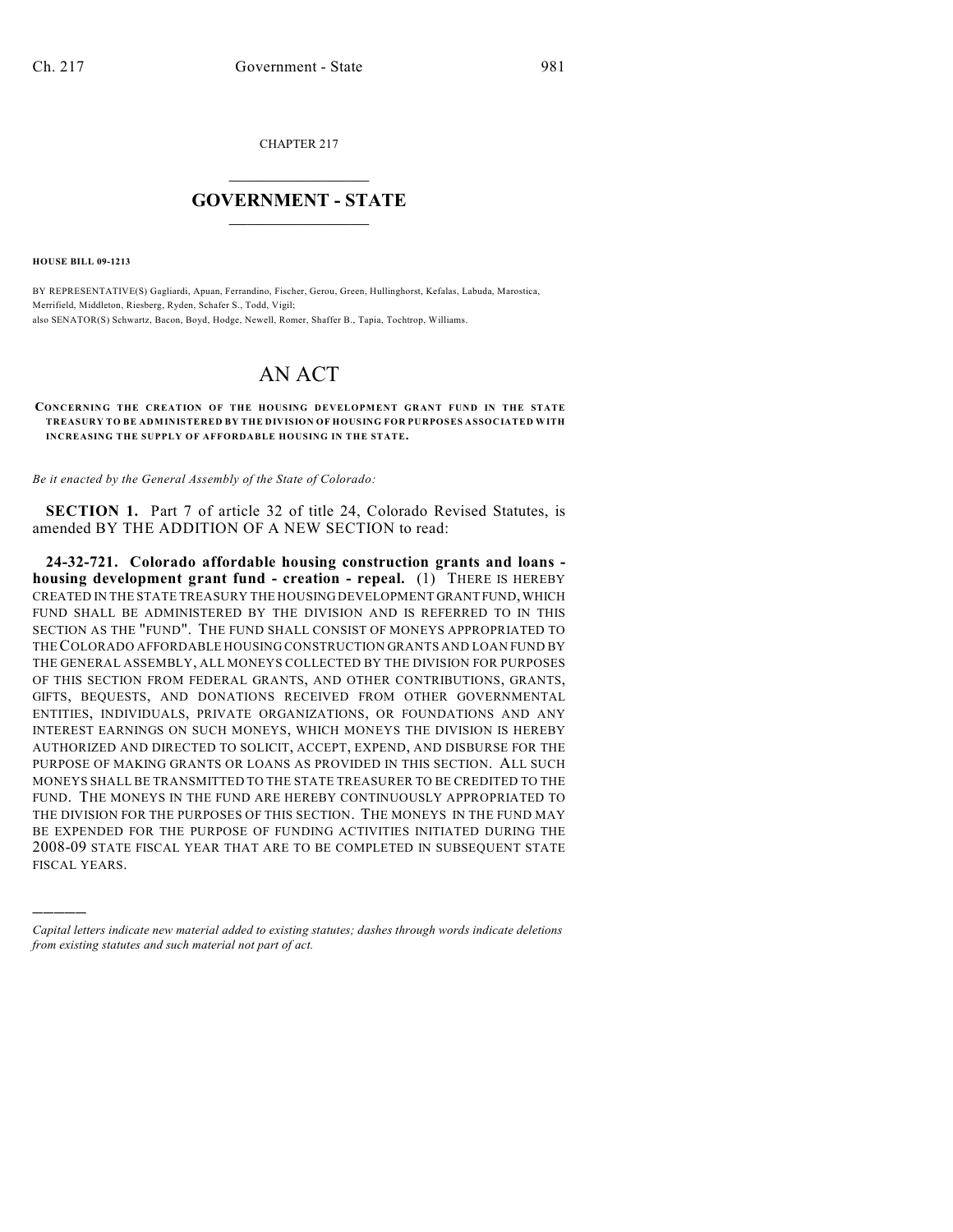CHAPTER 217

# GOVERNMENT - STATE

**HOUSE BILL 09-1213**

BY REPRESENTATIVE(S) Gagliardi, Apuan, Ferrandino, Fischer, Gerou, Green, Hullinghorst, Kefalas, Labuda, Marostica, Merrifield, Middleton, Riesberg, Ryden, Schafer S., Todd, Vigil;
also SENATOR(S) Schwartz, Bacon, Boyd, Hodge, Newell, Romer, Shaffer B., Tapia, Tochtrop, Williams.

# AN ACT

**CONCERNING THE CREATION OF THE HOUSING DEVELOPMENT GRANT FUND IN THE STATE TREASURY TO BE ADMINISTERED BY THE DIVISION OF HOUSING FOR PURPOSES ASSOCIATED WITH INCREASING THE SUPPLY OF AFFORDABLE HOUSING IN THE STATE.**

*Be it enacted by the General Assembly of the State of Colorado:*

**SECTION 1.** Part 7 of article 32 of title 24, Colorado Revised Statutes, is amended BY THE ADDITION OF A NEW SECTION to read:

**24-32-721. Colorado affordable housing construction grants and loans - housing development grant fund - creation - repeal.** (1) THERE IS HEREBY CREATED IN THE STATE TREASURY THE HOUSING DEVELOPMENT GRANT FUND, WHICH FUND SHALL BE ADMINISTERED BY THE DIVISION AND IS REFERRED TO IN THIS SECTION AS THE "FUND". THE FUND SHALL CONSIST OF MONEYS APPROPRIATED TO THE COLORADO AFFORDABLE HOUSING CONSTRUCTION GRANTS AND LOAN FUND BY THE GENERAL ASSEMBLY, ALL MONEYS COLLECTED BY THE DIVISION FOR PURPOSES OF THIS SECTION FROM FEDERAL GRANTS, AND OTHER CONTRIBUTIONS, GRANTS, GIFTS, BEQUESTS, AND DONATIONS RECEIVED FROM OTHER GOVERNMENTAL ENTITIES, INDIVIDUALS, PRIVATE ORGANIZATIONS, OR FOUNDATIONS AND ANY INTEREST EARNINGS ON SUCH MONEYS, WHICH MONEYS THE DIVISION IS HEREBY AUTHORIZED AND DIRECTED TO SOLICIT, ACCEPT, EXPEND, AND DISBURSE FOR THE PURPOSE OF MAKING GRANTS OR LOANS AS PROVIDED IN THIS SECTION. ALL SUCH MONEYS SHALL BE TRANSMITTED TO THE STATE TREASURER TO BE CREDITED TO THE FUND. THE MONEYS IN THE FUND ARE HEREBY CONTINUOUSLY APPROPRIATED TO THE DIVISION FOR THE PURPOSES OF THIS SECTION. THE MONEYS IN THE FUND MAY BE EXPENDED FOR THE PURPOSE OF FUNDING ACTIVITIES INITIATED DURING THE 2008-09 STATE FISCAL YEAR THAT ARE TO BE COMPLETED IN SUBSEQUENT STATE FISCAL YEARS.

---

*Capital letters indicate new material added to existing statutes; dashes through words indicate deletions from existing statutes and such material not part of act.*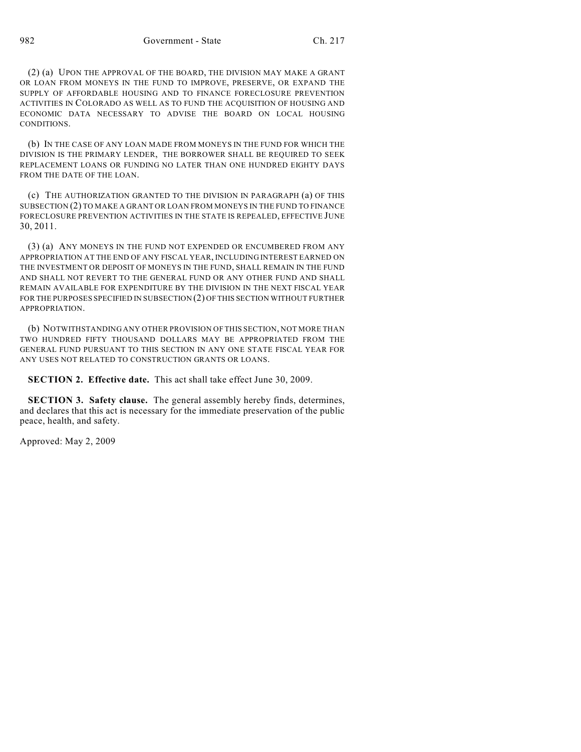(2) (a) UPON THE APPROVAL OF THE BOARD, THE DIVISION MAY MAKE A GRANT OR LOAN FROM MONEYS IN THE FUND TO IMPROVE, PRESERVE, OR EXPAND THE SUPPLY OF AFFORDABLE HOUSING AND TO FINANCE FORECLOSURE PREVENTION ACTIVITIES IN COLORADO AS WELL AS TO FUND THE ACQUISITION OF HOUSING AND ECONOMIC DATA NECESSARY TO ADVISE THE BOARD ON LOCAL HOUSING CONDITIONS.

(b) IN THE CASE OF ANY LOAN MADE FROM MONEYS IN THE FUND FOR WHICH THE DIVISION IS THE PRIMARY LENDER, THE BORROWER SHALL BE REQUIRED TO SEEK REPLACEMENT LOANS OR FUNDING NO LATER THAN ONE HUNDRED EIGHTY DAYS FROM THE DATE OF THE LOAN.

(c) THE AUTHORIZATION GRANTED TO THE DIVISION IN PARAGRAPH (a) OF THIS SUBSECTION (2) TO MAKE A GRANT OR LOAN FROM MONEYS IN THE FUND TO FINANCE FORECLOSURE PREVENTION ACTIVITIES IN THE STATE IS REPEALED, EFFECTIVE JUNE 30, 2011.

(3) (a) ANY MONEYS IN THE FUND NOT EXPENDED OR ENCUMBERED FROM ANY APPROPRIATION AT THE END OF ANY FISCAL YEAR, INCLUDING INTEREST EARNED ON THE INVESTMENT OR DEPOSIT OF MONEYS IN THE FUND, SHALL REMAIN IN THE FUND AND SHALL NOT REVERT TO THE GENERAL FUND OR ANY OTHER FUND AND SHALL REMAIN AVAILABLE FOR EXPENDITURE BY THE DIVISION IN THE NEXT FISCAL YEAR FOR THE PURPOSES SPECIFIED IN SUBSECTION (2) OF THIS SECTION WITHOUT FURTHER APPROPRIATION.

(b) NOTWITHSTANDING ANY OTHER PROVISION OF THIS SECTION, NOT MORE THAN TWO HUNDRED FIFTY THOUSAND DOLLARS MAY BE APPROPRIATED FROM THE GENERAL FUND PURSUANT TO THIS SECTION IN ANY ONE STATE FISCAL YEAR FOR ANY USES NOT RELATED TO CONSTRUCTION GRANTS OR LOANS.

**SECTION 2. Effective date.** This act shall take effect June 30, 2009.

**SECTION 3. Safety clause.** The general assembly hereby finds, determines, and declares that this act is necessary for the immediate preservation of the public peace, health, and safety.

Approved: May 2, 2009